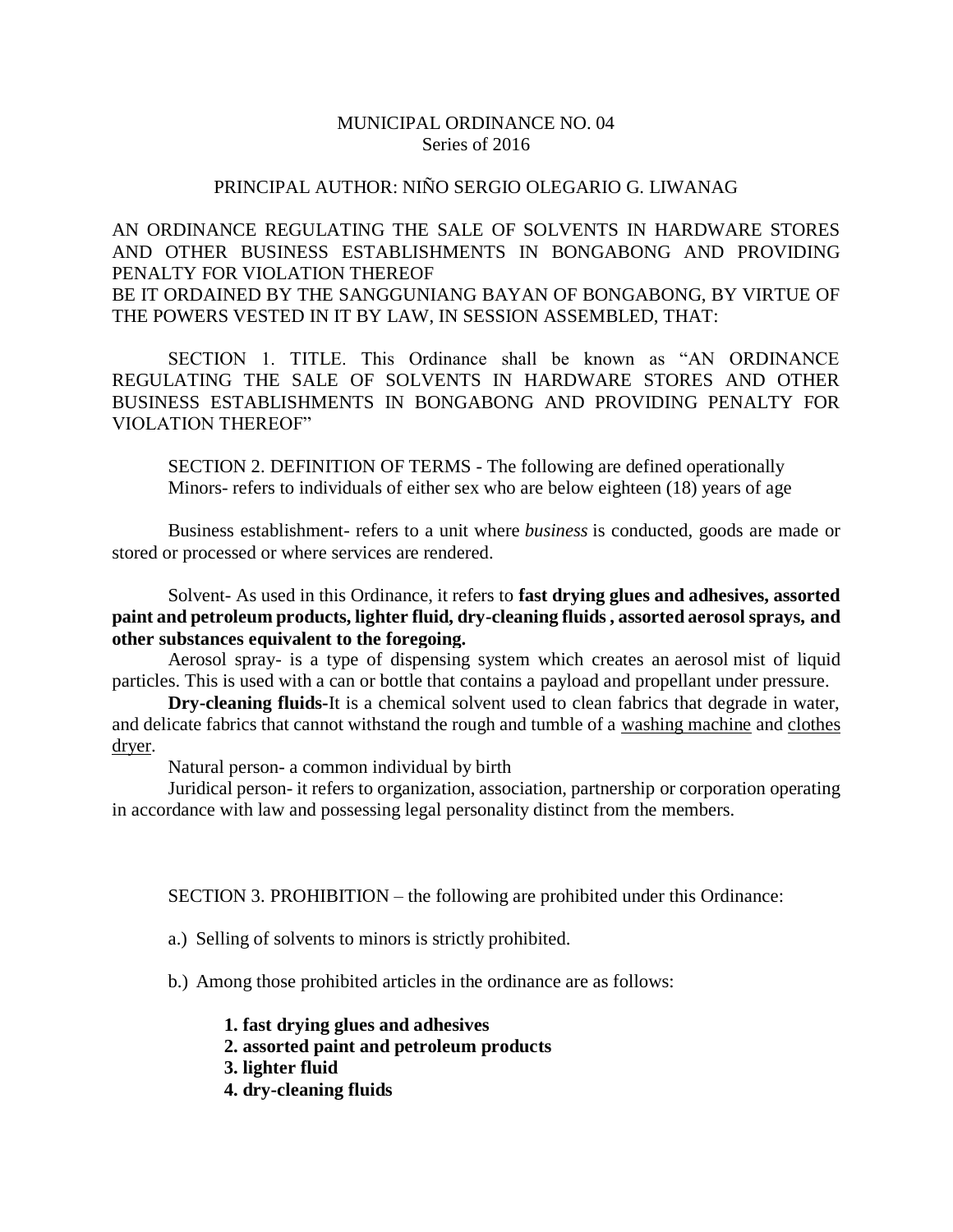MUNICIPAL ORDINANCE NO. 04
Series of 2016

PRINCIPAL AUTHOR: NIÑO SERGIO OLEGARIO G. LIWANAG

AN ORDINANCE REGULATING THE SALE OF SOLVENTS IN HARDWARE STORES AND OTHER BUSINESS ESTABLISHMENTS IN BONGABONG AND PROVIDING PENALTY FOR VIOLATION THEREOF
BE IT ORDAINED BY THE SANGGUNIANG BAYAN OF BONGABONG, BY VIRTUE OF THE POWERS VESTED IN IT BY LAW, IN SESSION ASSEMBLED, THAT:

SECTION 1. TITLE. This Ordinance shall be known as "AN ORDINANCE REGULATING THE SALE OF SOLVENTS IN HARDWARE STORES AND OTHER BUSINESS ESTABLISHMENTS IN BONGABONG AND PROVIDING PENALTY FOR VIOLATION THEREOF"

SECTION 2. DEFINITION OF TERMS - The following are defined operationally
Minors- refers to individuals of either sex who are below eighteen (18) years of age

Business establishment- refers to a unit where *business* is conducted, goods are made or stored or processed or where services are rendered.

Solvent- As used in this Ordinance, it refers to **fast drying glues and adhesives, assorted paint and petroleum products, lighter fluid, dry-cleaning fluids , assorted aerosol sprays, and other substances equivalent to the foregoing.**

Aerosol spray- is a type of dispensing system which creates an aerosol mist of liquid particles. This is used with a can or bottle that contains a payload and propellant under pressure.

**Dry-cleaning fluids-**It is a chemical solvent used to clean fabrics that degrade in water, and delicate fabrics that cannot withstand the rough and tumble of a washing machine and clothes dryer.

Natural person- a common individual by birth

Juridical person- it refers to organization, association, partnership or corporation operating in accordance with law and possessing legal personality distinct from the members.

SECTION 3. PROHIBITION – the following are prohibited under this Ordinance:

a.) Selling of solvents to minors is strictly prohibited.

b.) Among those prohibited articles in the ordinance are as follows:

1. **fast drying glues and adhesives**
2. **assorted paint and petroleum products**
3. **lighter fluid**
4. **dry-cleaning fluids**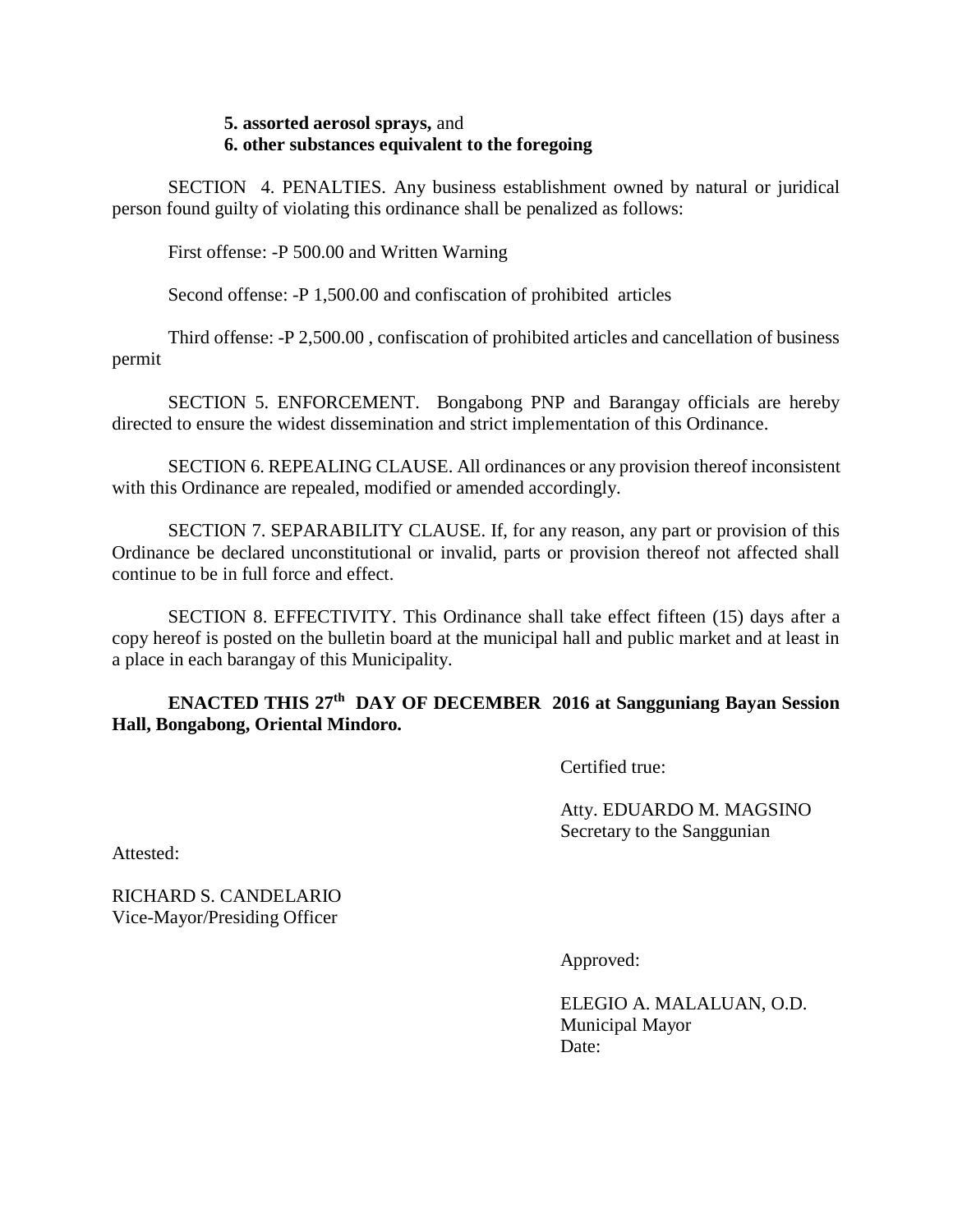**5. assorted aerosol sprays,** and
**6. other substances equivalent to the foregoing**

SECTION 4. PENALTIES. Any business establishment owned by natural or juridical person found guilty of violating this ordinance shall be penalized as follows:

First offense: -P 500.00 and Written Warning

Second offense: -P 1,500.00 and confiscation of prohibited articles

Third offense: -P 2,500.00 , confiscation of prohibited articles and cancellation of business permit

SECTION 5. ENFORCEMENT. Bongabong PNP and Barangay officials are hereby directed to ensure the widest dissemination and strict implementation of this Ordinance.

SECTION 6. REPEALING CLAUSE. All ordinances or any provision thereof inconsistent with this Ordinance are repealed, modified or amended accordingly.

SECTION 7. SEPARABILITY CLAUSE. If, for any reason, any part or provision of this Ordinance be declared unconstitutional or invalid, parts or provision thereof not affected shall continue to be in full force and effect.

SECTION 8. EFFECTIVITY. This Ordinance shall take effect fifteen (15) days after a copy hereof is posted on the bulletin board at the municipal hall and public market and at least in a place in each barangay of this Municipality.

**ENACTED THIS 27th DAY OF DECEMBER 2016 at Sangguniang Bayan Session Hall, Bongabong, Oriental Mindoro.**

Certified true:

Atty. EDUARDO M. MAGSINO
Secretary to the Sanggunian

Attested:

RICHARD S. CANDELARIO
Vice-Mayor/Presiding Officer

Approved:

ELEGIO A. MALALUAN, O.D.
Municipal Mayor
Date: